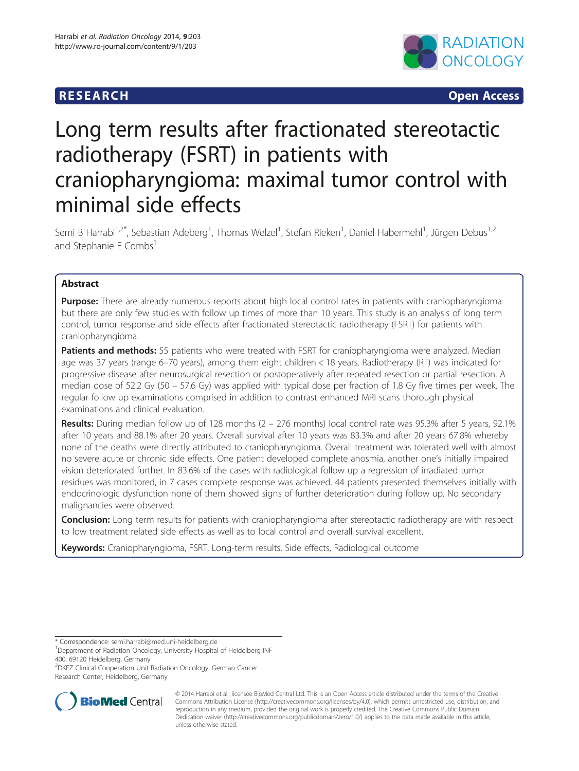RESEARCH Open Access

# Long term results after fractionated stereotactic radiotherapy (FSRT) in patients with craniopharyngioma: maximal tumor control with minimal side effects

Semi B Harrabi[1,2*], Sebastian Adeberg[1], Thomas Welzel[1], Stefan Rieken[1], Daniel Habermehl[1], Jürgen Debus[1,2] and Stephanie E Combs[1]

## Abstract

**Purpose:** There are already numerous reports about high local control rates in patients with craniopharyngioma but there are only few studies with follow up times of more than 10 years. This study is an analysis of long term control, tumor response and side effects after fractionated stereotactic radiotherapy (FSRT) for patients with craniopharyngioma.

**Patients and methods:** 55 patients who were treated with FSRT for craniopharyngioma were analyzed. Median age was 37 years (range 6–70 years), among them eight children < 18 years. Radiotherapy (RT) was indicated for progressive disease after neurosurgical resection or postoperatively after repeated resection or partial resection. A median dose of 52.2 Gy (50 – 57.6 Gy) was applied with typical dose per fraction of 1.8 Gy five times per week. The regular follow up examinations comprised in addition to contrast enhanced MRI scans thorough physical examinations and clinical evaluation.

**Results:** During median follow up of 128 months (2 – 276 months) local control rate was 95.3% after 5 years, 92.1% after 10 years and 88.1% after 20 years. Overall survival after 10 years was 83.3% and after 20 years 67.8% whereby none of the deaths were directly attributed to craniopharyngioma. Overall treatment was tolerated well with almost no severe acute or chronic side effects. One patient developed complete anosmia, another one's initially impaired vision deteriorated further. In 83.6% of the cases with radiological follow up a regression of irradiated tumor residues was monitored, in 7 cases complete response was achieved. 44 patients presented themselves initially with endocrinologic dysfunction none of them showed signs of further deterioration during follow up. No secondary malignancies were observed.

**Conclusion:** Long term results for patients with craniopharyngioma after stereotactic radiotherapy are with respect to low treatment related side effects as well as to local control and overall survival excellent.

**Keywords:** Craniopharyngioma, FSRT, Long-term results, Side effects, Radiological outcome

---

\* Correspondence: semi.harrabi@med.uni-heidelberg.de
[1]Department of Radiation Oncology, University Hospital of Heidelberg INF 400, 69120 Heidelberg, Germany
[2]DKFZ Clinical Cooperation Unit Radiation Oncology, German Cancer Research Center, Heidelberg, Germany

© 2014 Harrabi et al.; licensee BioMed Central Ltd. This is an Open Access article distributed under the terms of the Creative Commons Attribution License (http://creativecommons.org/licenses/by/4.0), which permits unrestricted use, distribution, and reproduction in any medium, provided the original work is properly credited. The Creative Commons Public Domain Dedication waiver (http://creativecommons.org/publicdomain/zero/1.0/) applies to the data made available in this article, unless otherwise stated.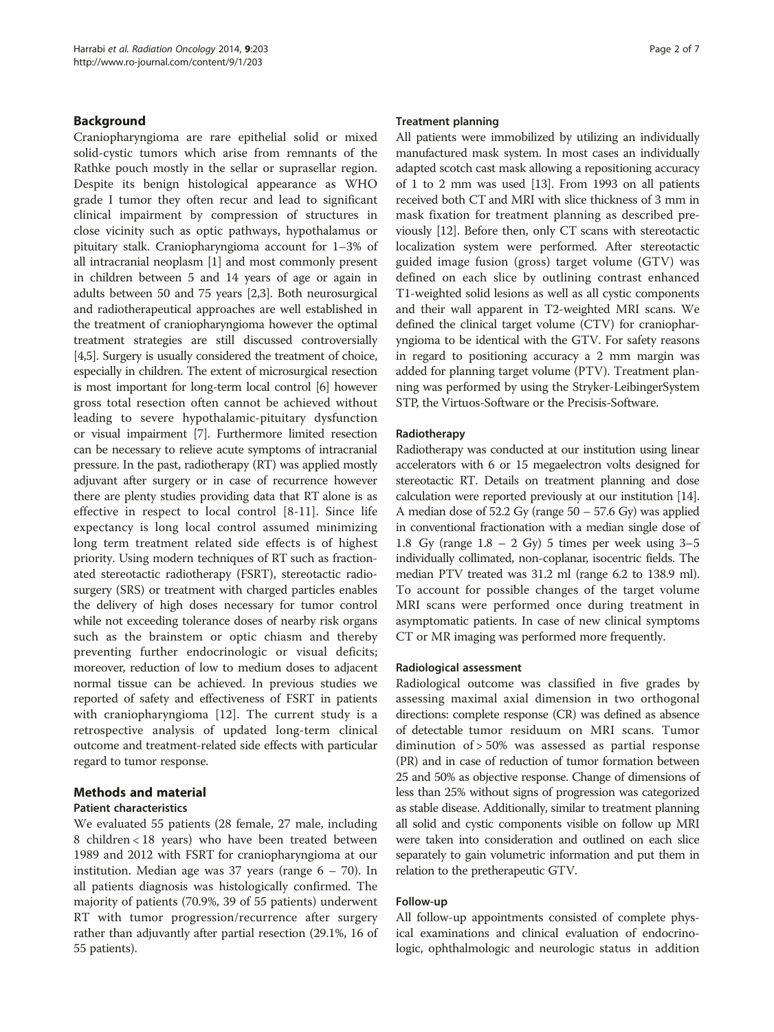## Background

Craniopharyngioma are rare epithelial solid or mixed solid-cystic tumors which arise from remnants of the Rathke pouch mostly in the sellar or suprasellar region. Despite its benign histological appearance as WHO grade I tumor they often recur and lead to significant clinical impairment by compression of structures in close vicinity such as optic pathways, hypothalamus or pituitary stalk. Craniopharyngioma account for 1–3% of all intracranial neoplasm [1] and most commonly present in children between 5 and 14 years of age or again in adults between 50 and 75 years [2,3]. Both neurosurgical and radiotherapeutical approaches are well established in the treatment of craniopharyngioma however the optimal treatment strategies are still discussed controversially [4,5]. Surgery is usually considered the treatment of choice, especially in children. The extent of microsurgical resection is most important for long-term local control [6] however gross total resection often cannot be achieved without leading to severe hypothalamic-pituitary dysfunction or visual impairment [7]. Furthermore limited resection can be necessary to relieve acute symptoms of intracranial pressure. In the past, radiotherapy (RT) was applied mostly adjuvant after surgery or in case of recurrence however there are plenty studies providing data that RT alone is as effective in respect to local control [8-11]. Since life expectancy is long local control assumed minimizing long term treatment related side effects is of highest priority. Using modern techniques of RT such as fractionated stereotactic radiotherapy (FSRT), stereotactic radiosurgery (SRS) or treatment with charged particles enables the delivery of high doses necessary for tumor control while not exceeding tolerance doses of nearby risk organs such as the brainstem or optic chiasm and thereby preventing further endocrinologic or visual deficits; moreover, reduction of low to medium doses to adjacent normal tissue can be achieved. In previous studies we reported of safety and effectiveness of FSRT in patients with craniopharyngioma [12]. The current study is a retrospective analysis of updated long-term clinical outcome and treatment-related side effects with particular regard to tumor response.

## Methods and material

### Patient characteristics

We evaluated 55 patients (28 female, 27 male, including 8 children < 18 years) who have been treated between 1989 and 2012 with FSRT for craniopharyngioma at our institution. Median age was 37 years (range 6 – 70). In all patients diagnosis was histologically confirmed. The majority of patients (70.9%, 39 of 55 patients) underwent RT with tumor progression/recurrence after surgery rather than adjuvantly after partial resection (29.1%, 16 of 55 patients).

### Treatment planning

All patients were immobilized by utilizing an individually manufactured mask system. In most cases an individually adapted scotch cast mask allowing a repositioning accuracy of 1 to 2 mm was used [13]. From 1993 on all patients received both CT and MRI with slice thickness of 3 mm in mask fixation for treatment planning as described previously [12]. Before then, only CT scans with stereotactic localization system were performed. After stereotactic guided image fusion (gross) target volume (GTV) was defined on each slice by outlining contrast enhanced T1-weighted solid lesions as well as all cystic components and their wall apparent in T2-weighted MRI scans. We defined the clinical target volume (CTV) for craniopharyngioma to be identical with the GTV. For safety reasons in regard to positioning accuracy a 2 mm margin was added for planning target volume (PTV). Treatment planning was performed by using the Stryker-LeibingerSystem STP, the Virtuos-Software or the Precisis-Software.

### Radiotherapy

Radiotherapy was conducted at our institution using linear accelerators with 6 or 15 megaelectron volts designed for stereotactic RT. Details on treatment planning and dose calculation were reported previously at our institution [14]. A median dose of 52.2 Gy (range 50 – 57.6 Gy) was applied in conventional fractionation with a median single dose of 1.8 Gy (range 1.8 – 2 Gy) 5 times per week using 3–5 individually collimated, non-coplanar, isocentric fields. The median PTV treated was 31.2 ml (range 6.2 to 138.9 ml). To account for possible changes of the target volume MRI scans were performed once during treatment in asymptomatic patients. In case of new clinical symptoms CT or MR imaging was performed more frequently.

### Radiological assessment

Radiological outcome was classified in five grades by assessing maximal axial dimension in two orthogonal directions: complete response (CR) was defined as absence of detectable tumor residuum on MRI scans. Tumor diminution of > 50% was assessed as partial response (PR) and in case of reduction of tumor formation between 25 and 50% as objective response. Change of dimensions of less than 25% without signs of progression was categorized as stable disease. Additionally, similar to treatment planning all solid and cystic components visible on follow up MRI were taken into consideration and outlined on each slice separately to gain volumetric information and put them in relation to the pretherapeutic GTV.

### Follow-up

All follow-up appointments consisted of complete physical examinations and clinical evaluation of endocrinologic, ophthalmologic and neurologic status in addition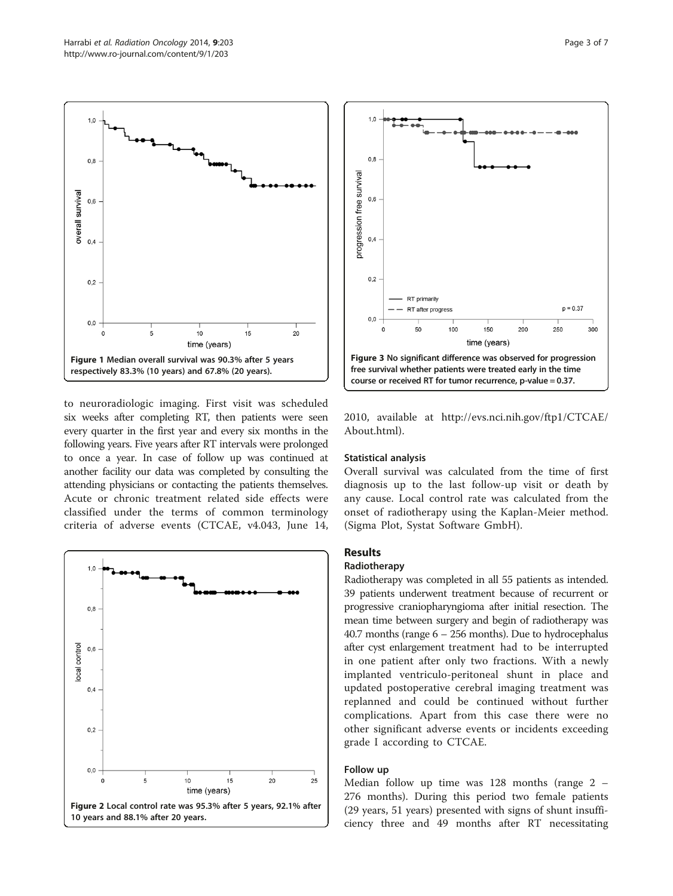Figure 1 Median overall survival was 90.3% after 5 years respectively 83.3% (10 years) and 67.8% (20 years).

Figure 3 No significant difference was observed for progression free survival whether patients were treated early in the time course or received RT for tumor recurrence, p-value = 0.37.

to neuroradiologic imaging. First visit was scheduled six weeks after completing RT, then patients were seen every quarter in the first year and every six months in the following years. Five years after RT intervals were prolonged to once a year. In case of follow up was continued at another facility our data was completed by consulting the attending physicians or contacting the patients themselves. Acute or chronic treatment related side effects were classified under the terms of common terminology criteria of adverse events (CTCAE, v4.043, June 14, 2010, available at http://evs.nci.nih.gov/ftp1/CTCAE/About.html).

Figure 2 Local control rate was 95.3% after 5 years, 92.1% after 10 years and 88.1% after 20 years.

### Statistical analysis

Overall survival was calculated from the time of first diagnosis up to the last follow-up visit or death by any cause. Local control rate was calculated from the onset of radiotherapy using the Kaplan-Meier method. (Sigma Plot, Systat Software GmbH).

## Results

### Radiotherapy

Radiotherapy was completed in all 55 patients as intended. 39 patients underwent treatment because of recurrent or progressive craniopharyngioma after initial resection. The mean time between surgery and begin of radiotherapy was 40.7 months (range 6 – 256 months). Due to hydrocephalus after cyst enlargement treatment had to be interrupted in one patient after only two fractions. With a newly implanted ventriculo-peritoneal shunt in place and updated postoperative cerebral imaging treatment was replanned and could be continued without further complications. Apart from this case there were no other significant adverse events or incidents exceeding grade I according to CTCAE.

### Follow up

Median follow up time was 128 months (range 2 – 276 months). During this period two female patients (29 years, 51 years) presented with signs of shunt insufficiency three and 49 months after RT necessitating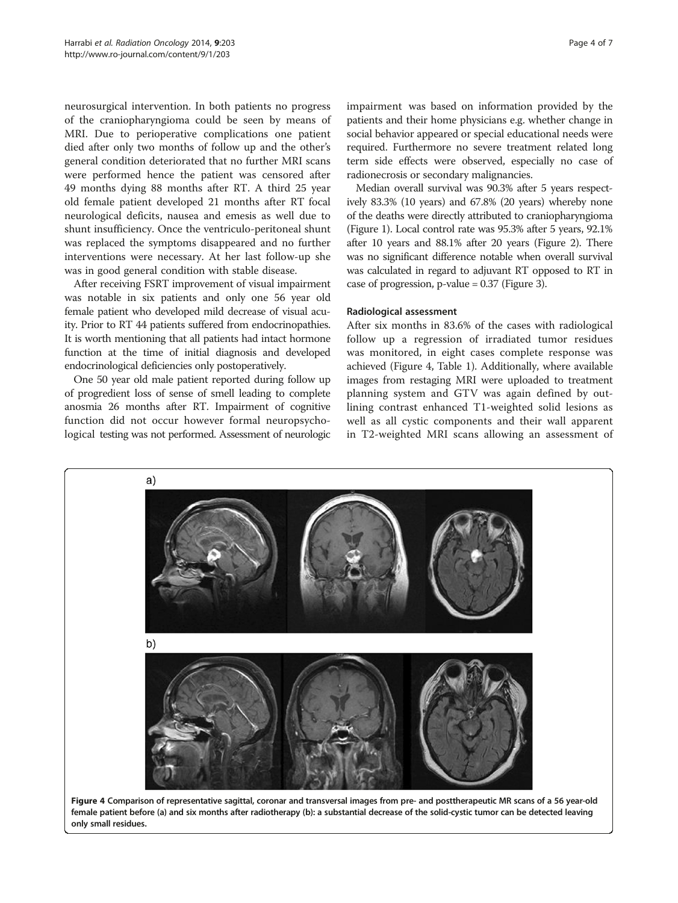neurosurgical intervention. In both patients no progress of the craniopharyngioma could be seen by means of MRI. Due to perioperative complications one patient died after only two months of follow up and the other's general condition deteriorated that no further MRI scans were performed hence the patient was censored after 49 months dying 88 months after RT. A third 25 year old female patient developed 21 months after RT focal neurological deficits, nausea and emesis as well due to shunt insufficiency. Once the ventriculo-peritoneal shunt was replaced the symptoms disappeared and no further interventions were necessary. At her last follow-up she was in good general condition with stable disease.

After receiving FSRT improvement of visual impairment was notable in six patients and only one 56 year old female patient who developed mild decrease of visual acuity. Prior to RT 44 patients suffered from endocrinopathies. It is worth mentioning that all patients had intact hormone function at the time of initial diagnosis and developed endocrinological deficiencies only postoperatively.

One 50 year old male patient reported during follow up of progredient loss of sense of smell leading to complete anosmia 26 months after RT. Impairment of cognitive function did not occur however formal neuropsychological testing was not performed. Assessment of neurologic impairment was based on information provided by the patients and their home physicians e.g. whether change in social behavior appeared or special educational needs were required. Furthermore no severe treatment related long term side effects were observed, especially no case of radionecrosis or secondary malignancies.

Median overall survival was 90.3% after 5 years respectively 83.3% (10 years) and 67.8% (20 years) whereby none of the deaths were directly attributed to craniopharyngioma (Figure 1). Local control rate was 95.3% after 5 years, 92.1% after 10 years and 88.1% after 20 years (Figure 2). There was no significant difference notable when overall survival was calculated in regard to adjuvant RT opposed to RT in case of progression, p-value = 0.37 (Figure 3).

### Radiological assessment

After six months in 83.6% of the cases with radiological follow up a regression of irradiated tumor residues was monitored, in eight cases complete response was achieved (Figure 4, Table 1). Additionally, where available images from restaging MRI were uploaded to treatment planning system and GTV was again defined by outlining contrast enhanced T1-weighted solid lesions as well as all cystic components and their wall apparent in T2-weighted MRI scans allowing an assessment of

**Figure 4 Comparison of representative sagittal, coronar and transversal images from pre- and posttherapeutic MR scans of a 56 year-old female patient before (a) and six months after radiotherapy (b): a substantial decrease of the solid-cystic tumor can be detected leaving only small residues.**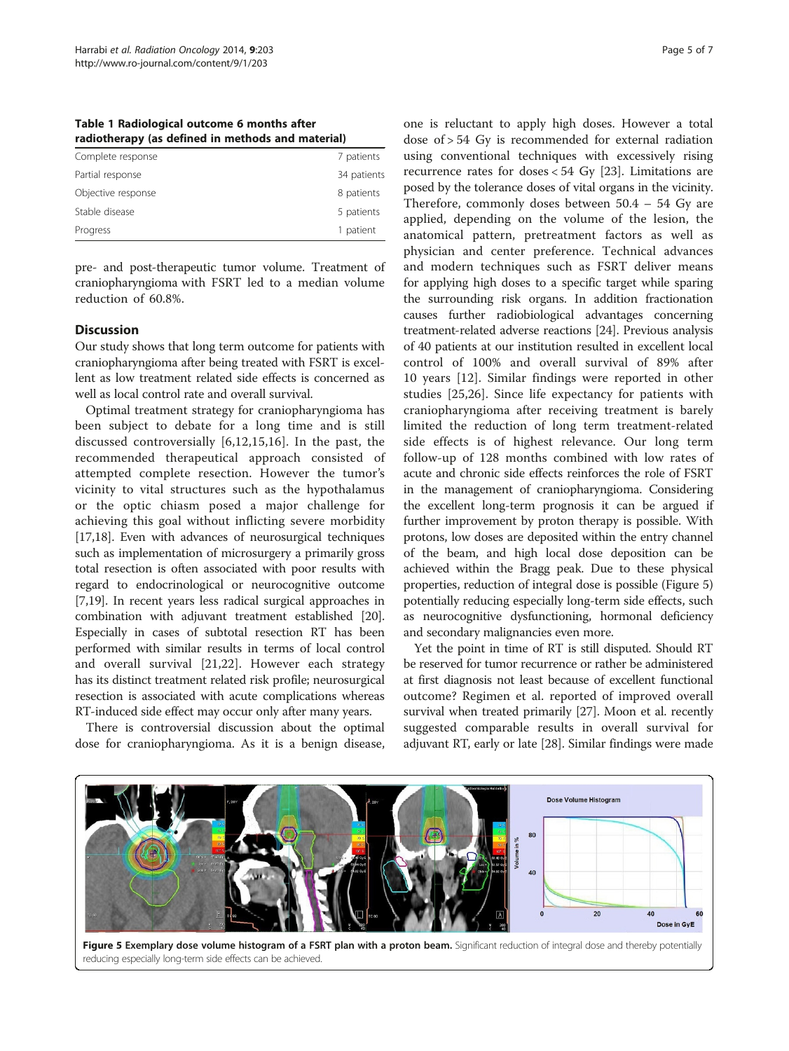**Table 1 Radiological outcome 6 months after radiotherapy (as defined in methods and material)**

| | |
|---|---|
| Complete response | 7 patients |
| Partial response | 34 patients |
| Objective response | 8 patients |
| Stable disease | 5 patients |
| Progress | 1 patient |

pre- and post-therapeutic tumor volume. Treatment of craniopharyngioma with FSRT led to a median volume reduction of 60.8%.

## Discussion

Our study shows that long term outcome for patients with craniopharyngioma after being treated with FSRT is excellent as low treatment related side effects is concerned as well as local control rate and overall survival.

Optimal treatment strategy for craniopharyngioma has been subject to debate for a long time and is still discussed controversially [6,12,15,16]. In the past, the recommended therapeutical approach consisted of attempted complete resection. However the tumor's vicinity to vital structures such as the hypothalamus or the optic chiasm posed a major challenge for achieving this goal without inflicting severe morbidity [17,18]. Even with advances of neurosurgical techniques such as implementation of microsurgery a primarily gross total resection is often associated with poor results with regard to endocrinological or neurocognitive outcome [7,19]. In recent years less radical surgical approaches in combination with adjuvant treatment established [20]. Especially in cases of subtotal resection RT has been performed with similar results in terms of local control and overall survival [21,22]. However each strategy has its distinct treatment related risk profile; neurosurgical resection is associated with acute complications whereas RT-induced side effect may occur only after many years.

There is controversial discussion about the optimal dose for craniopharyngioma. As it is a benign disease, one is reluctant to apply high doses. However a total dose of > 54 Gy is recommended for external radiation using conventional techniques with excessively rising recurrence rates for doses < 54 Gy [23]. Limitations are posed by the tolerance doses of vital organs in the vicinity. Therefore, commonly doses between 50.4 – 54 Gy are applied, depending on the volume of the lesion, the anatomical pattern, pretreatment factors as well as physician and center preference. Technical advances and modern techniques such as FSRT deliver means for applying high doses to a specific target while sparing the surrounding risk organs. In addition fractionation causes further radiobiological advantages concerning treatment-related adverse reactions [24]. Previous analysis of 40 patients at our institution resulted in excellent local control of 100% and overall survival of 89% after 10 years [12]. Similar findings were reported in other studies [25,26]. Since life expectancy for patients with craniopharyngioma after receiving treatment is barely limited the reduction of long term treatment-related side effects is of highest relevance. Our long term follow-up of 128 months combined with low rates of acute and chronic side effects reinforces the role of FSRT in the management of craniopharyngioma. Considering the excellent long-term prognosis it can be argued if further improvement by proton therapy is possible. With protons, low doses are deposited within the entry channel of the beam, and high local dose deposition can be achieved within the Bragg peak. Due to these physical properties, reduction of integral dose is possible (Figure 5) potentially reducing especially long-term side effects, such as neurocognitive dysfunctioning, hormonal deficiency and secondary malignancies even more.

Yet the point in time of RT is still disputed. Should RT be reserved for tumor recurrence or rather be administered at first diagnosis not least because of excellent functional outcome? Regimen et al. reported of improved overall survival when treated primarily [27]. Moon et al. recently suggested comparable results in overall survival for adjuvant RT, early or late [28]. Similar findings were made

**Figure 5 Exemplary dose volume histogram of a FSRT plan with a proton beam.** Significant reduction of integral dose and thereby potentially reducing especially long-term side effects can be achieved.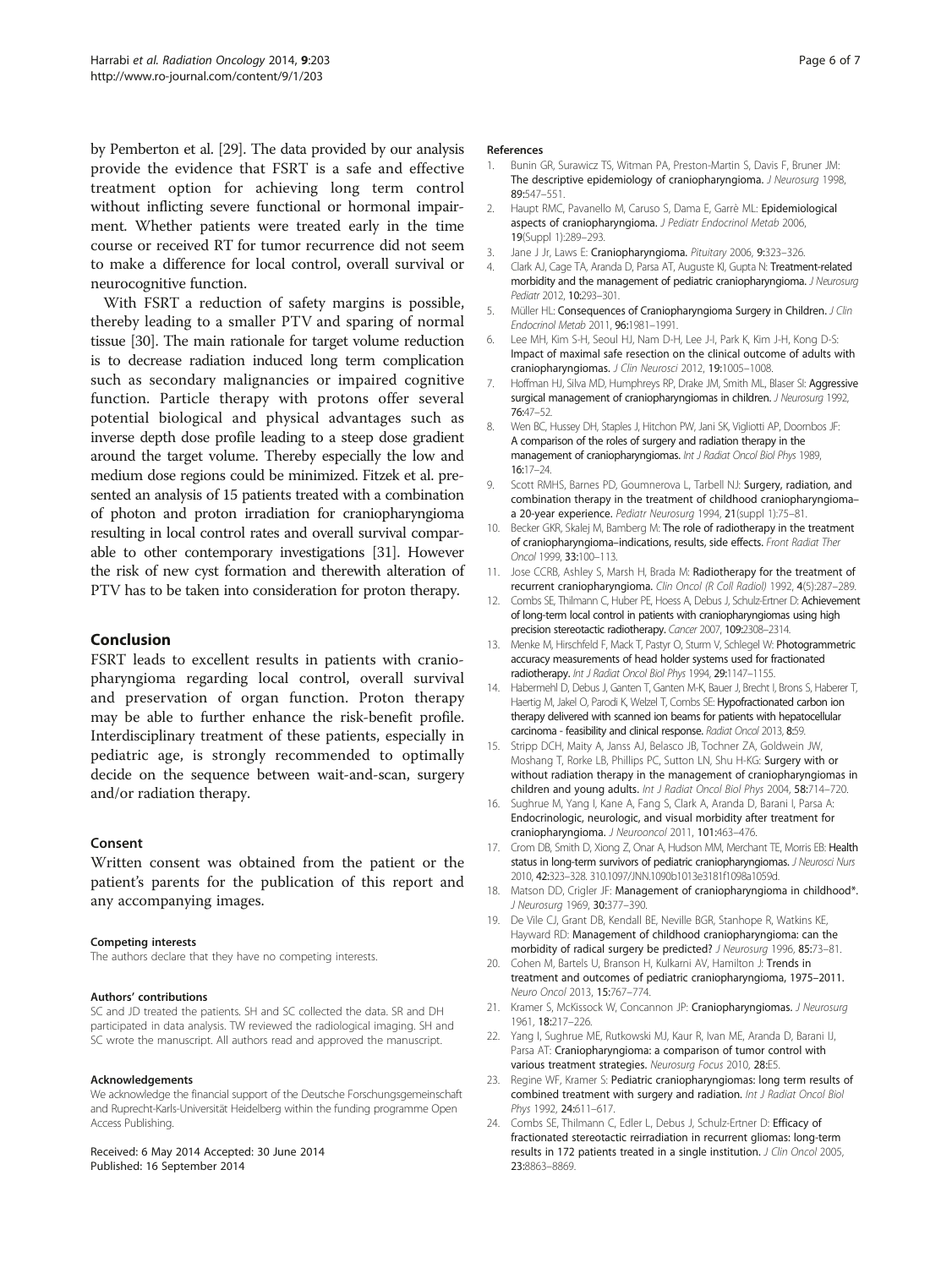by Pemberton et al. [29]. The data provided by our analysis provide the evidence that FSRT is a safe and effective treatment option for achieving long term control without inflicting severe functional or hormonal impairment. Whether patients were treated early in the time course or received RT for tumor recurrence did not seem to make a difference for local control, overall survival or neurocognitive function.

With FSRT a reduction of safety margins is possible, thereby leading to a smaller PTV and sparing of normal tissue [30]. The main rationale for target volume reduction is to decrease radiation induced long term complication such as secondary malignancies or impaired cognitive function. Particle therapy with protons offer several potential biological and physical advantages such as inverse depth dose profile leading to a steep dose gradient around the target volume. Thereby especially the low and medium dose regions could be minimized. Fitzek et al. presented an analysis of 15 patients treated with a combination of photon and proton irradiation for craniopharyngioma resulting in local control rates and overall survival comparable to other contemporary investigations [31]. However the risk of new cyst formation and therewith alteration of PTV has to be taken into consideration for proton therapy.

## Conclusion

FSRT leads to excellent results in patients with craniopharyngioma regarding local control, overall survival and preservation of organ function. Proton therapy may be able to further enhance the risk-benefit profile. Interdisciplinary treatment of these patients, especially in pediatric age, is strongly recommended to optimally decide on the sequence between wait-and-scan, surgery and/or radiation therapy.

### Consent

Written consent was obtained from the patient or the patient's parents for the publication of this report and any accompanying images.

#### Competing interests

The authors declare that they have no competing interests.

#### Authors' contributions

SC and JD treated the patients. SH and SC collected the data. SR and DH participated in data analysis. TW reviewed the radiological imaging. SH and SC wrote the manuscript. All authors read and approved the manuscript.

#### Acknowledgements

We acknowledge the financial support of the Deutsche Forschungsgemeinschaft and Ruprecht-Karls-Universität Heidelberg within the funding programme Open Access Publishing.

Received: 6 May 2014 Accepted: 30 June 2014
Published: 16 September 2014

#### References

1. Bunin GR, Surawicz TS, Witman PA, Preston-Martin S, Davis F, Bruner JM: **The descriptive epidemiology of craniopharyngioma.** *J Neurosurg* 1998, **89:**547–551.
2. Haupt RMC, Pavanello M, Caruso S, Dama E, Garrè ML: **Epidemiological aspects of craniopharyngioma.** *J Pediatr Endocrinol Metab* 2006, **19**(Suppl 1):289–293.
3. Jane J Jr, Laws E: **Craniopharyngioma.** *Pituitary* 2006, **9:**323–326.
4. Clark AJ, Cage TA, Aranda D, Parsa AT, Auguste KI, Gupta N: **Treatment-related morbidity and the management of pediatric craniopharyngioma.** *J Neurosurg Pediatr* 2012, **10:**293–301.
5. Müller HL: **Consequences of Craniopharyngioma Surgery in Children.** *J Clin Endocrinol Metab* 2011, **96:**1981–1991.
6. Lee MH, Kim S-H, Seoul HJ, Nam D-H, Lee J-I, Park K, Kim J-H, Kong D-S: **Impact of maximal safe resection on the clinical outcome of adults with craniopharyngiomas.** *J Clin Neurosci* 2012, **19:**1005–1008.
7. Hoffman HJ, Silva MD, Humphreys RP, Drake JM, Smith ML, Blaser SI: **Aggressive surgical management of craniopharyngiomas in children.** *J Neurosurg* 1992, **76:**47–52.
8. Wen BC, Hussey DH, Staples J, Hitchon PW, Jani SK, Vigliotti AP, Doornbos JF: **A comparison of the roles of surgery and radiation therapy in the management of craniopharyngiomas.** *Int J Radiat Oncol Biol Phys* 1989, **16:**17–24.
9. Scott RMHS, Barnes PD, Goumnerova L, Tarbell NJ: **Surgery, radiation, and combination therapy in the treatment of childhood craniopharyngioma–a 20-year experience.** *Pediatr Neurosurg* 1994, **21**(suppl 1):75–81.
10. Becker GKR, Skalej M, Bamberg M: **The role of radiotherapy in the treatment of craniopharyngioma–indications, results, side effects.** *Front Radiat Ther Oncol* 1999, **33:**100–113.
11. Jose CCRB, Ashley S, Marsh H, Brada M: **Radiotherapy for the treatment of recurrent craniopharyngioma.** *Clin Oncol (R Coll Radiol)* 1992, **4**(5):287–289.
12. Combs SE, Thilmann C, Huber PE, Hoess A, Debus J, Schulz-Ertner D: **Achievement of long-term local control in patients with craniopharyngiomas using high precision stereotactic radiotherapy.** *Cancer* 2007, **109:**2308–2314.
13. Menke M, Hirschfeld F, Mack T, Pastyr O, Sturm V, Schlegel W: **Photogrammetric accuracy measurements of head holder systems used for fractionated radiotherapy.** *Int J Radiat Oncol Biol Phys* 1994, **29:**1147–1155.
14. Habermehl D, Debus J, Ganten T, Ganten M-K, Bauer J, Brecht I, Brons S, Haberer T, Haertig M, Jakel O, Parodi K, Welzel T, Combs SE: **Hypofractionated carbon ion therapy delivered with scanned ion beams for patients with hepatocellular carcinoma - feasibility and clinical response.** *Radiat Oncol* 2013, **8:**59.
15. Stripp DCH, Maity A, Janss AJ, Belasco JB, Tochner ZA, Goldwein JW, Moshang T, Rorke LB, Phillips PC, Sutton LN, Shu H-KG: **Surgery with or without radiation therapy in the management of craniopharyngiomas in children and young adults.** *Int J Radiat Oncol Biol Phys* 2004, **58:**714–720.
16. Sughrue M, Yang I, Kane A, Fang S, Clark A, Aranda D, Barani I, Parsa A: **Endocrinologic, neurologic, and visual morbidity after treatment for craniopharyngioma.** *J Neurooncol* 2011, **101:**463–476.
17. Crom DB, Smith D, Xiong Z, Onar A, Hudson MM, Merchant TE, Morris EB: **Health status in long-term survivors of pediatric craniopharyngiomas.** *J Neurosci Nurs* 2010, **42:**323–328. 310.1097/JNN.1090b1013e3181f1098a1059d.
18. Matson DD, Crigler JF: **Management of craniopharyngioma in childhood\*.** *J Neurosurg* 1969, **30:**377–390.
19. De Vile CJ, Grant DB, Kendall BE, Neville BGR, Stanhope R, Watkins KE, Hayward RD: **Management of childhood craniopharyngioma: can the morbidity of radical surgery be predicted?** *J Neurosurg* 1996, **85:**73–81.
20. Cohen M, Bartels U, Branson H, Kulkarni AV, Hamilton J: **Trends in treatment and outcomes of pediatric craniopharyngioma, 1975–2011.** *Neuro Oncol* 2013, **15:**767–774.
21. Kramer S, McKissock W, Concannon JP: **Craniopharyngiomas.** *J Neurosurg* 1961, **18:**217–226.
22. Yang I, Sughrue ME, Rutkowski MJ, Kaur R, Ivan ME, Aranda D, Barani IJ, Parsa AT: **Craniopharyngioma: a comparison of tumor control with various treatment strategies.** *Neurosurg Focus* 2010, **28:**E5.
23. Regine WF, Kramer S: **Pediatric craniopharyngiomas: long term results of combined treatment with surgery and radiation.** *Int J Radiat Oncol Biol Phys* 1992, **24:**611–617.
24. Combs SE, Thilmann C, Edler L, Debus J, Schulz-Ertner D: **Efficacy of fractionated stereotactic reirradiation in recurrent gliomas: long-term results in 172 patients treated in a single institution.** *J Clin Oncol* 2005, **23:**8863–8869.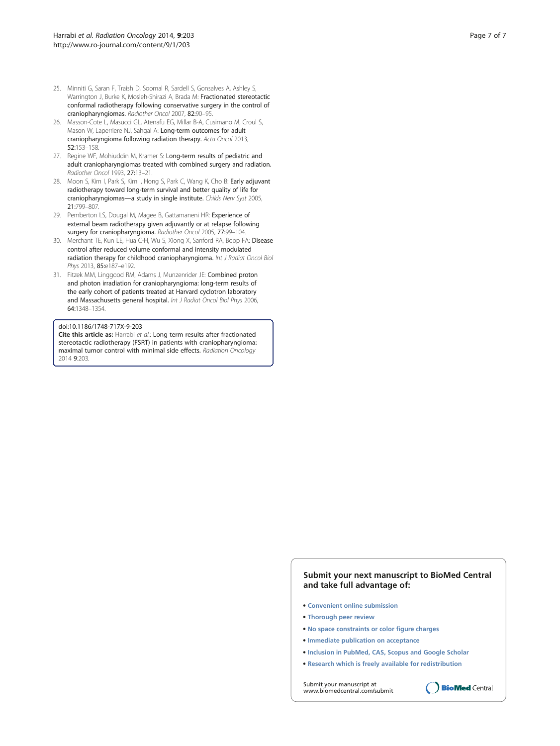25. Minniti G, Saran F, Traish D, Soomal R, Sardell S, Gonsalves A, Ashley S, Warrington J, Burke K, Mosleh-Shirazi A, Brada M: **Fractionated stereotactic conformal radiotherapy following conservative surgery in the control of craniopharyngiomas.** *Radiother Oncol* 2007, **82:**90–95.
26. Masson-Cote L, Masucci GL, Atenafu EG, Millar B-A, Cusimano M, Croul S, Mason W, Laperriere NJ, Sahgal A: **Long-term outcomes for adult craniopharyngioma following radiation therapy.** *Acta Oncol* 2013, **52:**153–158.
27. Regine WF, Mohiuddin M, Kramer S: **Long-term results of pediatric and adult craniopharyngiomas treated with combined surgery and radiation.** *Radiother Oncol* 1993, **27:**13–21.
28. Moon S, Kim I, Park S, Kim I, Hong S, Park C, Wang K, Cho B: **Early adjuvant radiotherapy toward long-term survival and better quality of life for craniopharyngiomas—a study in single institute.** *Childs Nerv Syst* 2005, **21:**799–807.
29. Pemberton LS, Dougal M, Magee B, Gattamaneni HR: **Experience of external beam radiotherapy given adjuvantly or at relapse following surgery for craniopharyngioma.** *Radiother Oncol* 2005, **77:**99–104.
30. Merchant TE, Kun LE, Hua C-H, Wu S, Xiong X, Sanford RA, Boop FA: **Disease control after reduced volume conformal and intensity modulated radiation therapy for childhood craniopharyngioma.** *Int J Radiat Oncol Biol Phys* 2013, **85:**e187–e192.
31. Fitzek MM, Linggood RM, Adams J, Munzenrider JE: **Combined proton and photon irradiation for craniopharyngioma: long-term results of the early cohort of patients treated at Harvard cyclotron laboratory and Massachusetts general hospital.** *Int J Radiat Oncol Biol Phys* 2006, **64:**1348–1354.

doi:10.1186/1748-717X-9-203

**Cite this article as:** Harrabi *et al.*: Long term results after fractionated stereotactic radiotherapy (FSRT) in patients with craniopharyngioma: maximal tumor control with minimal side effects. *Radiation Oncology* 2014 **9**:203.

**Submit your next manuscript to BioMed Central and take full advantage of:**

- **Convenient online submission**
- **Thorough peer review**
- **No space constraints or color figure charges**
- **Immediate publication on acceptance**
- **Inclusion in PubMed, CAS, Scopus and Google Scholar**
- **Research which is freely available for redistribution**

Submit your manuscript at www.biomedcentral.com/submit

BioMed Central